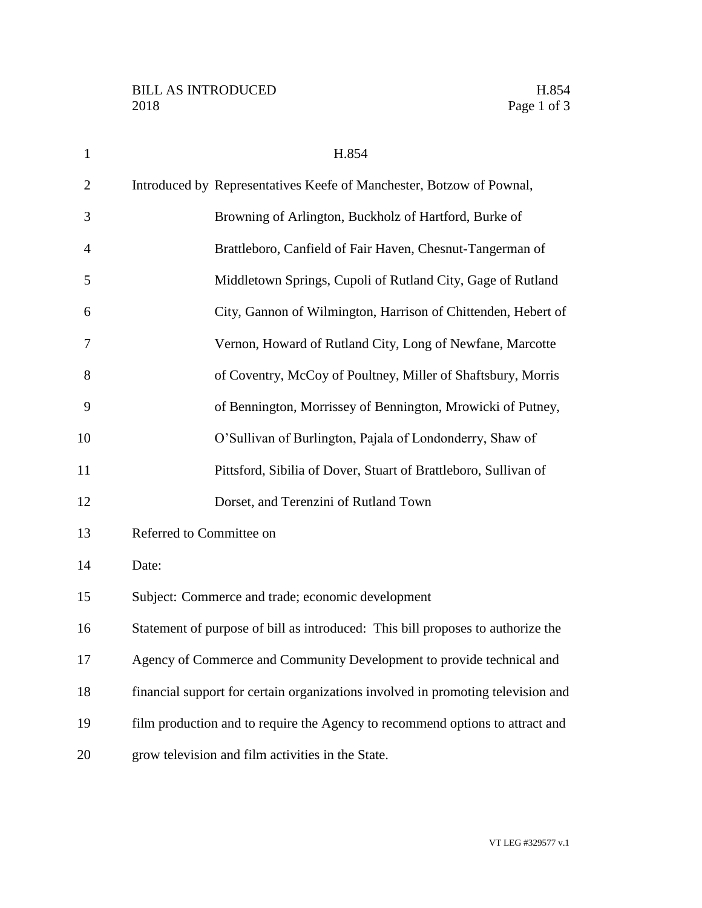# H.854

Introduced by Representatives Keefe of Manchester, Botzow of Pownal, Browning of Arlington, Buckholz of Hartford, Burke of Brattleboro, Canfield of Fair Haven, Chesnut-Tangerman of Middletown Springs, Cupoli of Rutland City, Gage of Rutland City, Gannon of Wilmington, Harrison of Chittenden, Hebert of Vernon, Howard of Rutland City, Long of Newfane, Marcotte of Coventry, McCoy of Poultney, Miller of Shaftsbury, Morris of Bennington, Morrissey of Bennington, Mrowicki of Putney, O'Sullivan of Burlington, Pajala of Londonderry, Shaw of Pittsford, Sibilia of Dover, Stuart of Brattleboro, Sullivan of Dorset, and Terenzini of Rutland Town

Referred to Committee on

Date:

Subject: Commerce and trade; economic development

Statement of purpose of bill as introduced: This bill proposes to authorize the Agency of Commerce and Community Development to provide technical and financial support for certain organizations involved in promoting television and film production and to require the Agency to recommend options to attract and grow television and film activities in the State.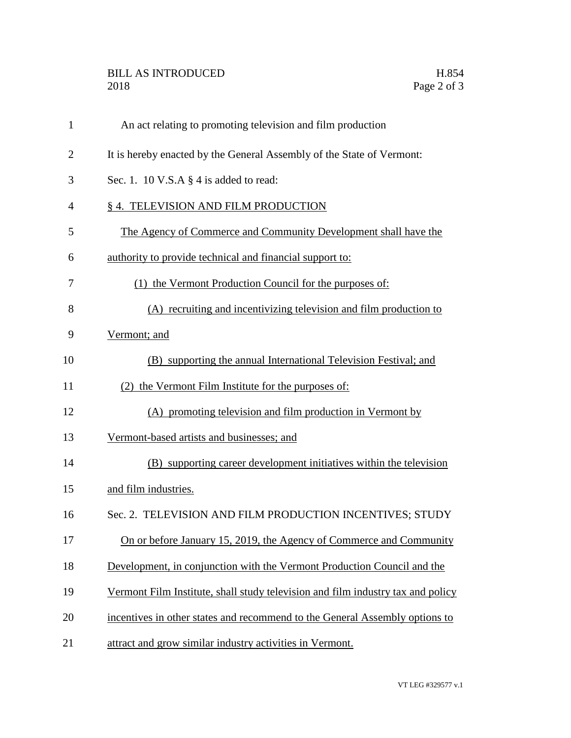An act relating to promoting television and film production

It is hereby enacted by the General Assembly of the State of Vermont:

Sec. 1. 10 V.S.A § 4 is added to read:

§ 4. TELEVISION AND FILM PRODUCTION

The Agency of Commerce and Community Development shall have the authority to provide technical and financial support to:

(1) the Vermont Production Council for the purposes of:

(A) recruiting and incentivizing television and film production to Vermont; and

(B) supporting the annual International Television Festival; and

(2) the Vermont Film Institute for the purposes of:

(A) promoting television and film production in Vermont by Vermont-based artists and businesses; and

(B) supporting career development initiatives within the television and film industries.

Sec. 2. TELEVISION AND FILM PRODUCTION INCENTIVES; STUDY

On or before January 15, 2019, the Agency of Commerce and Community Development, in conjunction with the Vermont Production Council and the Vermont Film Institute, shall study television and film industry tax and policy incentives in other states and recommend to the General Assembly options to attract and grow similar industry activities in Vermont.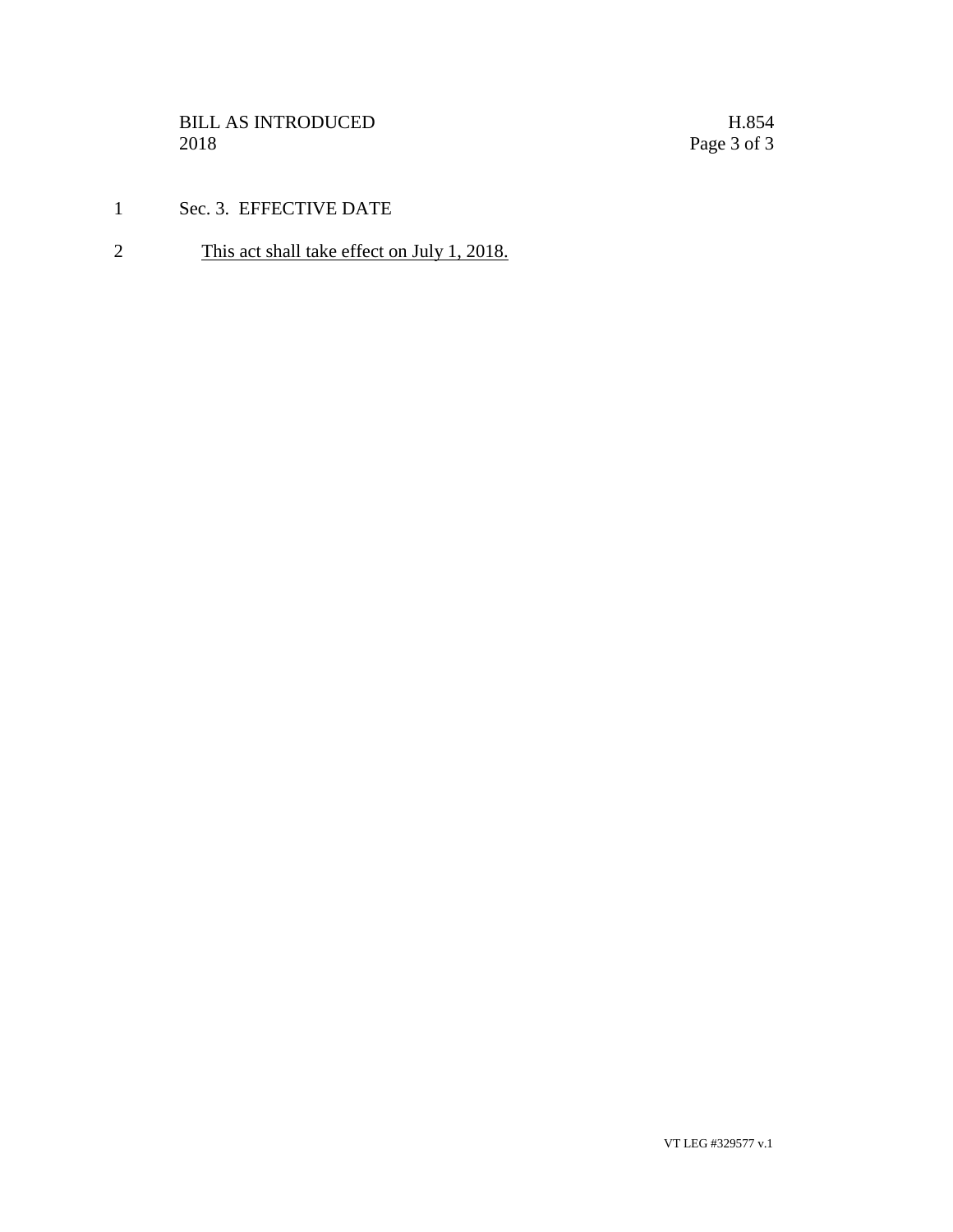Sec. 3. EFFECTIVE DATE

<u>This act shall take effect on July 1, 2018.</u>